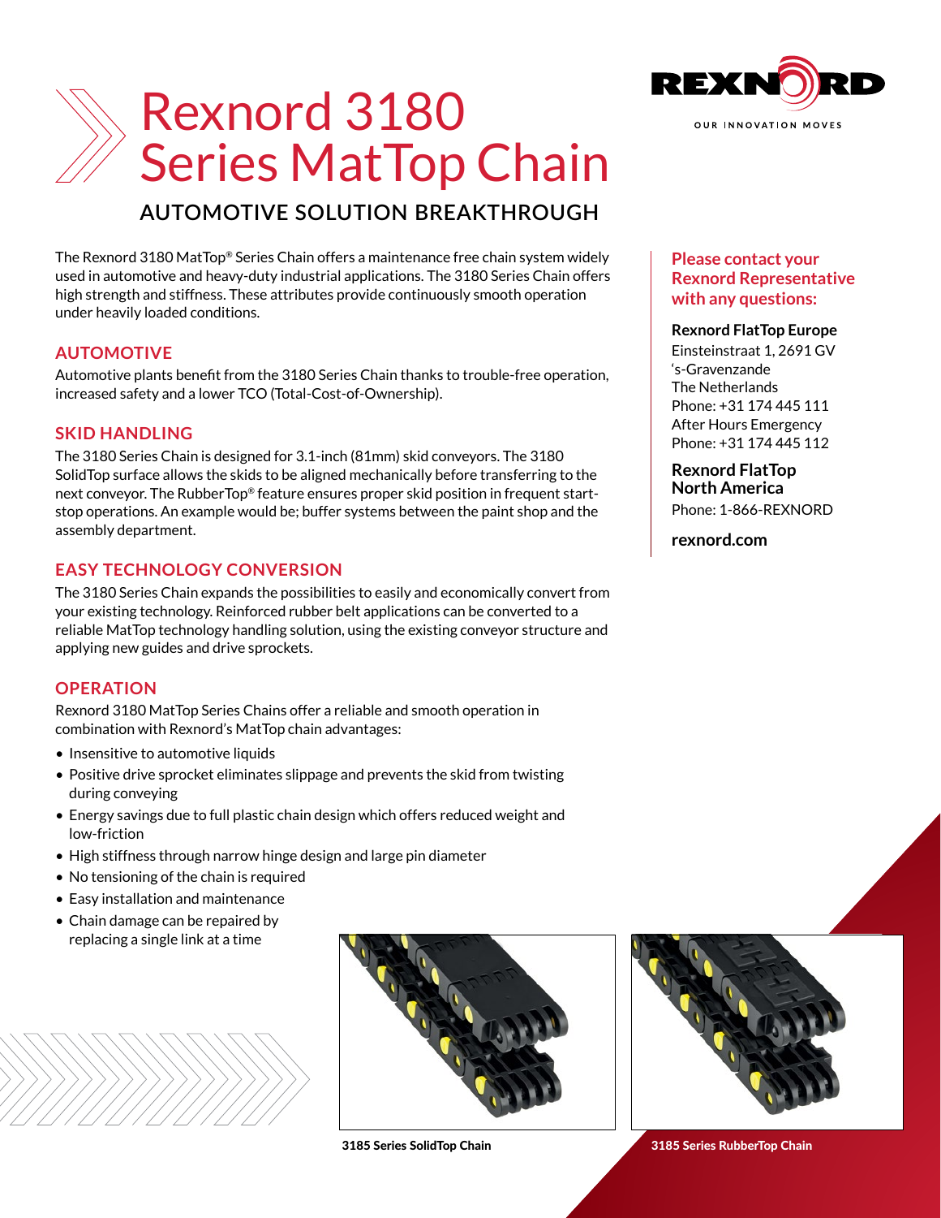# Rexnord 3180 Series MatTop Chain

## AUTOMOTIVE SOLUTION BREAKTHROUGH

The Rexnord 3180 MatTop® Series Chain offers a maintenance free chain system widely used in automotive and heavy-duty industrial applications. The 3180 Series Chain offers high strength and stiffness. These attributes provide continuously smooth operation under heavily loaded conditions.

### AUTOMOTIVE

Automotive plants benefit from the 3180 Series Chain thanks to trouble-free operation, increased safety and a lower TCO (Total-Cost-of-Ownership).

### SKID HANDLING

The 3180 Series Chain is designed for 3.1-inch (81mm) skid conveyors. The 3180 SolidTop surface allows the skids to be aligned mechanically before transferring to the next conveyor. The RubberTop® feature ensures proper skid position in frequent start-stop operations. An example would be; buffer systems between the paint shop and the assembly department.

### EASY TECHNOLOGY CONVERSION

The 3180 Series Chain expands the possibilities to easily and economically convert from your existing technology. Reinforced rubber belt applications can be converted to a reliable MatTop technology handling solution, using the existing conveyor structure and applying new guides and drive sprockets.

### OPERATION

Rexnord 3180 MatTop Series Chains offer a reliable and smooth operation in combination with Rexnord's MatTop chain advantages:

- Insensitive to automotive liquids
- Positive drive sprocket eliminates slippage and prevents the skid from twisting during conveying
- Energy savings due to full plastic chain design which offers reduced weight and low-friction
- High stiffness through narrow hinge design and large pin diameter
- No tensioning of the chain is required
- Easy installation and maintenance
- Chain damage can be repaired by replacing a single link at a time

**3185 Series SolidTop Chain**

**3185 Series RubberTop Chain**

**Please contact your Rexnord Representative with any questions:**

**Rexnord FlatTop Europe**
Einsteinstraat 1, 2691 GV
's-Gravenzande
The Netherlands
Phone: +31 174 445 111
After Hours Emergency
Phone: +31 174 445 112

**Rexnord FlatTop North America**
Phone: 1-866-REXNORD

**rexnord.com**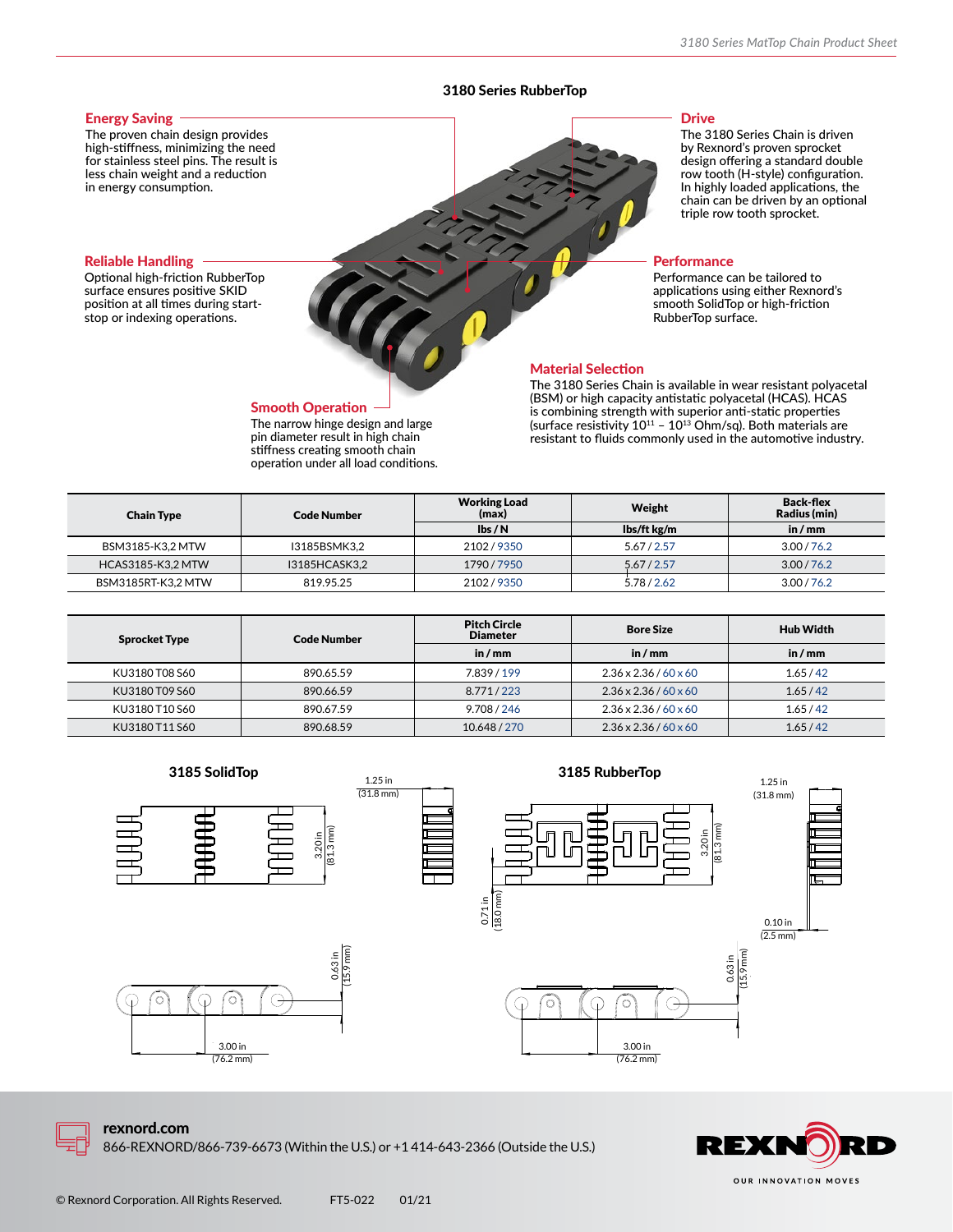## 3180 Series RubberTop

### Energy Saving

The proven chain design provides high-stiffness, minimizing the need for stainless steel pins. The result is less chain weight and a reduction in energy consumption.

### Drive

The 3180 Series Chain is driven by Rexnord's proven sprocket design offering a standard double row tooth (H-style) configuration. In highly loaded applications, the chain can be driven by an optional triple row tooth sprocket.

### Reliable Handling

Optional high-friction RubberTop surface ensures positive SKID position at all times during start-stop or indexing operations.

### Performance

Performance can be tailored to applications using either Rexnord's smooth SolidTop or high-friction RubberTop surface.

### Material Selection

The 3180 Series Chain is available in wear resistant polyacetal (BSM) or high capacity antistatic polyacetal (HCAS). HCAS is combining strength with superior anti-static properties (surface resistivity $10^{11}$ – $10^{13}$ Ohm/sq). Both materials are resistant to fluids commonly used in the automotive industry.

### Smooth Operation

The narrow hinge design and large pin diameter result in high chain stiffness creating smooth chain operation under all load conditions.

| Chain Type | Code Number | Working Load (max) lbs / N | Weight lbs/ft kg/m | Back-flex Radius (min) in / mm |
|---|---|---|---|---|
| BSM3185-K3,2 MTW | I3185BSMK3,2 | 2102 / 9350 | 5.67 / 2.57 | 3.00 / 76.2 |
| HCAS3185-K3,2 MTW | I3185HCASK3,2 | 1790 / 7950 | 5.67 / 2.57 | 3.00 / 76.2 |
| BSM3185RT-K3,2 MTW | 819.95.25 | 2102 / 9350 | 5.78 / 2.62 | 3.00 / 76.2 |

| Sprocket Type | Code Number | Pitch Circle Diameter in / mm | Bore Size in / mm | Hub Width in / mm |
|---|---|---|---|---|
| KU3180 T08 S60 | 890.65.59 | 7.839 / 199 | 2.36 x 2.36 / 60 x 60 | 1.65 / 42 |
| KU3180 T09 S60 | 890.66.59 | 8.771 / 223 | 2.36 x 2.36 / 60 x 60 | 1.65 / 42 |
| KU3180 T10 S60 | 890.67.59 | 9.708 / 246 | 2.36 x 2.36 / 60 x 60 | 1.65 / 42 |
| KU3180 T11 S60 | 890.68.59 | 10.648 / 270 | 2.36 x 2.36 / 60 x 60 | 1.65 / 42 |

### 3185 SolidTop

1.25 in (31.8 mm)

3.20 in (81.3 mm)

0.63 in (15.9 mm)

3.00 in (76.2 mm)

### 3185 RubberTop

1.25 in (31.8 mm)

3.20 in (81.3 mm)

0.71 in (18.0 mm)

0.10 in (2.5 mm)

0.63 in (15.9 mm)

3.00 in (76.2 mm)

**rexnord.com**

866-REXNORD/866-739-6673 (Within the U.S.) or +1 414-643-2366 (Outside the U.S.)

REXNORD — OUR INNOVATION MOVES

© Rexnord Corporation. All Rights Reserved. FT5-022 01/21